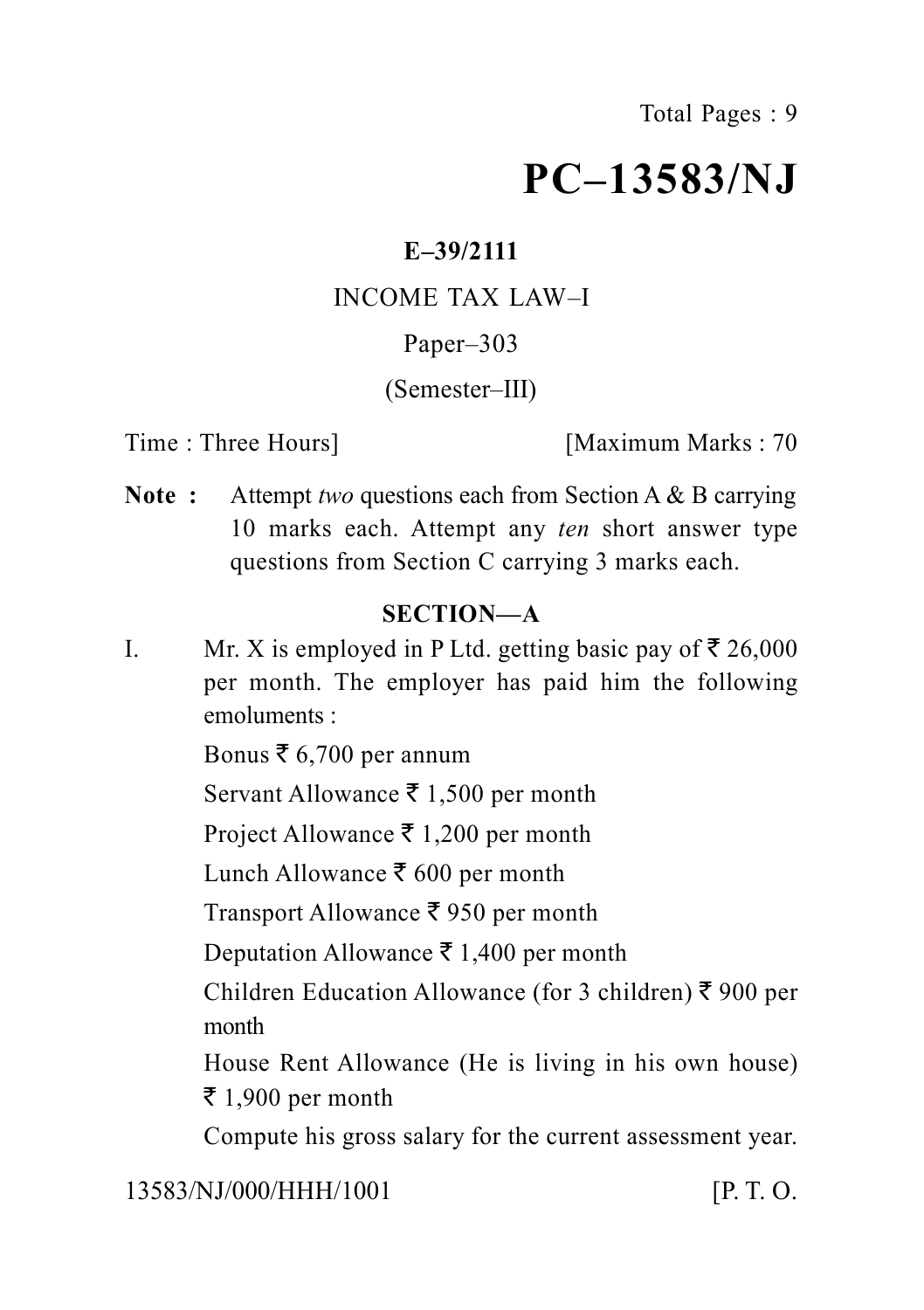# PC–13583/NJ

**E–39/2111**

INCOME TAX LAW–I

Paper–303

(Semester–III)

Time : Three Hours] [Maximum Marks : 70

**Note :** Attempt *two* questions each from Section A & B carrying 10 marks each. Attempt any *ten* short answer type questions from Section C carrying 3 marks each.

## SECTION—A

I. Mr. X is employed in P Ltd. getting basic pay of ₹ 26,000 per month. The employer has paid him the following emoluments :

Bonus ₹ 6,700 per annum

Servant Allowance ₹ 1,500 per month

Project Allowance ₹ 1,200 per month

Lunch Allowance ₹ 600 per month

Transport Allowance ₹ 950 per month

Deputation Allowance ₹ 1,400 per month

Children Education Allowance (for 3 children) ₹ 900 per month

House Rent Allowance (He is living in his own house) ₹ 1,900 per month

Compute his gross salary for the current assessment year.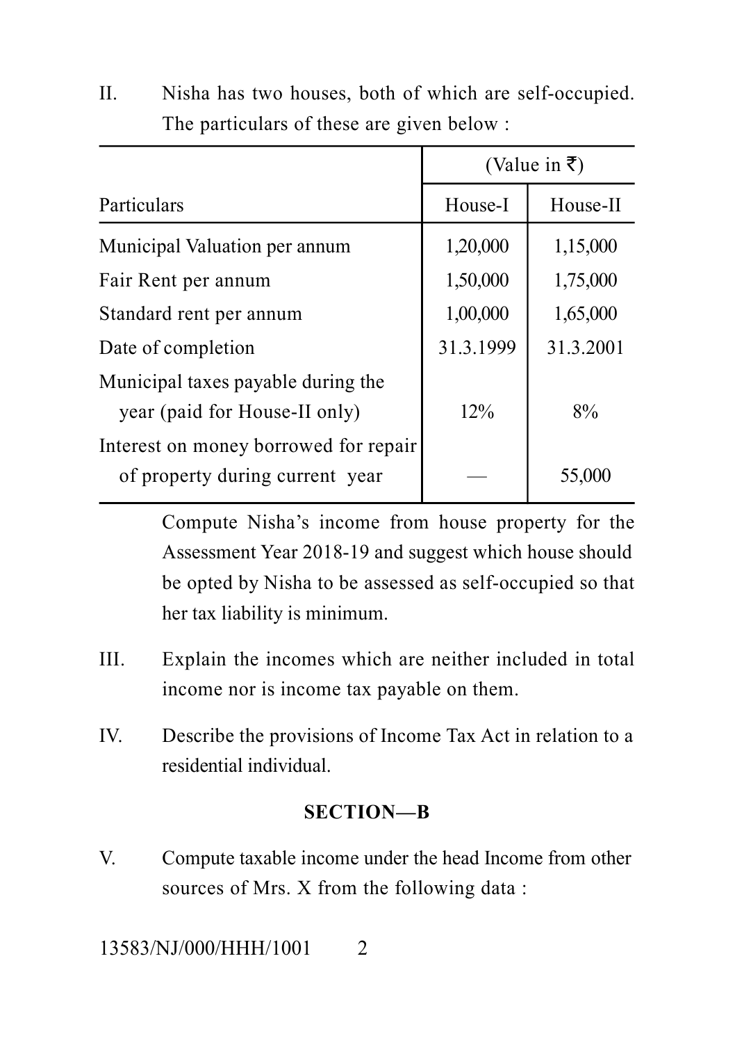II. Nisha has two houses, both of which are self-occupied. The particulars of these are given below :

| Particulars | (Value in ₹) House-I | House-II |
|---|---|---|
| Municipal Valuation per annum | 1,20,000 | 1,15,000 |
| Fair Rent per annum | 1,50,000 | 1,75,000 |
| Standard rent per annum | 1,00,000 | 1,65,000 |
| Date of completion | 31.3.1999 | 31.3.2001 |
| Municipal taxes payable during the year (paid for House-II only) | 12% | 8% |
| Interest on money borrowed for repair of property during current year | — | 55,000 |

Compute Nisha's income from house property for the Assessment Year 2018-19 and suggest which house should be opted by Nisha to be assessed as self-occupied so that her tax liability is minimum.

III. Explain the incomes which are neither included in total income nor is income tax payable on them.

IV. Describe the provisions of Income Tax Act in relation to a residential individual.

## SECTION—B

V. Compute taxable income under the head Income from other sources of Mrs. X from the following data :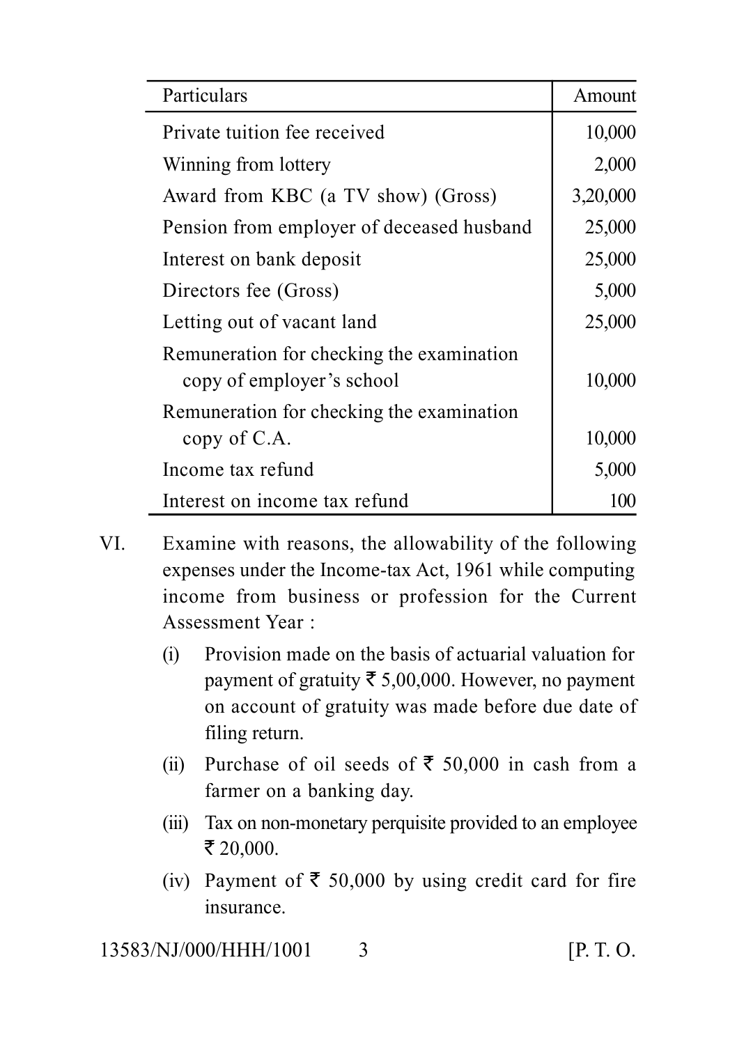| Particulars | Amount |
|---|---|
| Private tuition fee received | 10,000 |
| Winning from lottery | 2,000 |
| Award from KBC (a TV show) (Gross) | 3,20,000 |
| Pension from employer of deceased husband | 25,000 |
| Interest on bank deposit | 25,000 |
| Directors fee (Gross) | 5,000 |
| Letting out of vacant land | 25,000 |
| Remuneration for checking the examination copy of employer's school | 10,000 |
| Remuneration for checking the examination copy of C.A. | 10,000 |
| Income tax refund | 5,000 |
| Interest on income tax refund | 100 |

VI. Examine with reasons, the allowability of the following expenses under the Income-tax Act, 1961 while computing income from business or profession for the Current Assessment Year :

(i) Provision made on the basis of actuarial valuation for payment of gratuity ₹ 5,00,000. However, no payment on account of gratuity was made before due date of filing return.

(ii) Purchase of oil seeds of ₹ 50,000 in cash from a farmer on a banking day.

(iii) Tax on non-monetary perquisite provided to an employee ₹ 20,000.

(iv) Payment of ₹ 50,000 by using credit card for fire insurance.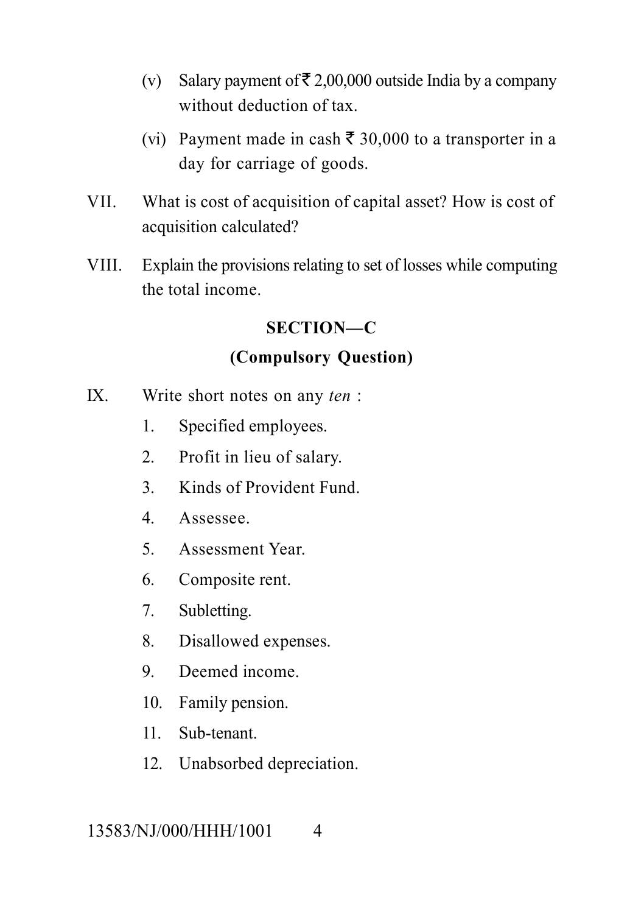(v) Salary payment of ₹ 2,00,000 outside India by a company without deduction of tax.

(vi) Payment made in cash ₹ 30,000 to a transporter in a day for carriage of goods.

VII. What is cost of acquisition of capital asset? How is cost of acquisition calculated?

VIII. Explain the provisions relating to set of losses while computing the total income.

## SECTION—C

### (Compulsory Question)

IX. Write short notes on any *ten* :

1. Specified employees.
2. Profit in lieu of salary.
3. Kinds of Provident Fund.
4. Assessee.
5. Assessment Year.
6. Composite rent.
7. Subletting.
8. Disallowed expenses.
9. Deemed income.
10. Family pension.
11. Sub-tenant.
12. Unabsorbed depreciation.

13583/NJ/000/HHH/1001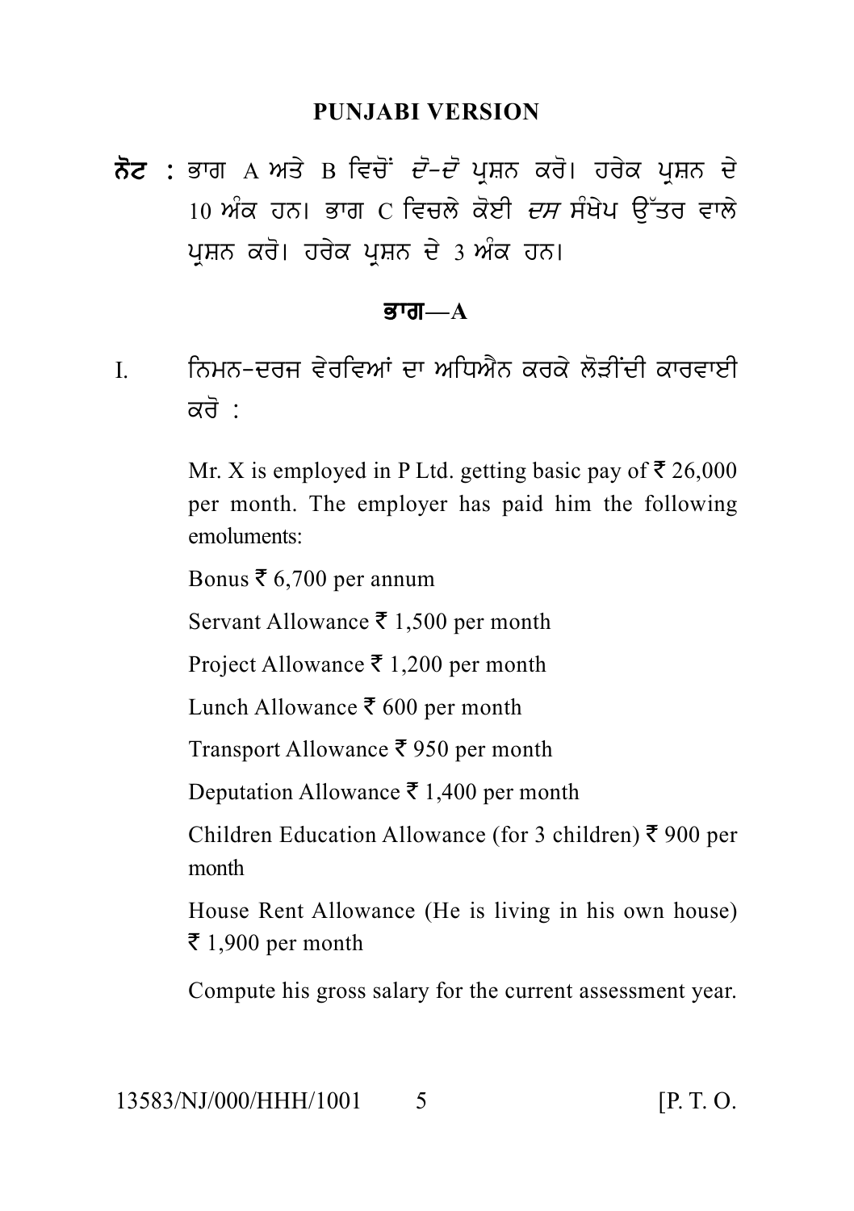## PUNJABI VERSION

**ਨੋਟ :** ਭਾਗ A ਅਤੇ B ਵਿਚੋਂ *ਦੋ-ਦੋ* ਪ੍ਰਸ਼ਨ ਕਰੋ। ਹਰੇਕ ਪ੍ਰਸ਼ਨ ਦੇ 10 ਅੰਕ ਹਨ। ਭਾਗ C ਵਿਚਲੇ ਕੋਈ *ਦਸ* ਸੰਖੇਪ ਉੱਤਰ ਵਾਲੇ ਪ੍ਰਸ਼ਨ ਕਰੋ। ਹਰੇਕ ਪ੍ਰਸ਼ਨ ਦੇ 3 ਅੰਕ ਹਨ।

### ਭਾਗ—A

I. ਨਿਮਨ-ਦਰਜ ਵੇਰਵਿਆਂ ਦਾ ਅਧਿਐਨ ਕਰਕੇ ਲੋੜੀਂਦੀ ਕਾਰਵਾਈ ਕਰੋ :

Mr. X is employed in P Ltd. getting basic pay of ₹ 26,000 per month. The employer has paid him the following emoluments:

Bonus ₹ 6,700 per annum

Servant Allowance ₹ 1,500 per month

Project Allowance ₹ 1,200 per month

Lunch Allowance ₹ 600 per month

Transport Allowance ₹ 950 per month

Deputation Allowance ₹ 1,400 per month

Children Education Allowance (for 3 children) ₹ 900 per month

House Rent Allowance (He is living in his own house) ₹ 1,900 per month

Compute his gross salary for the current assessment year.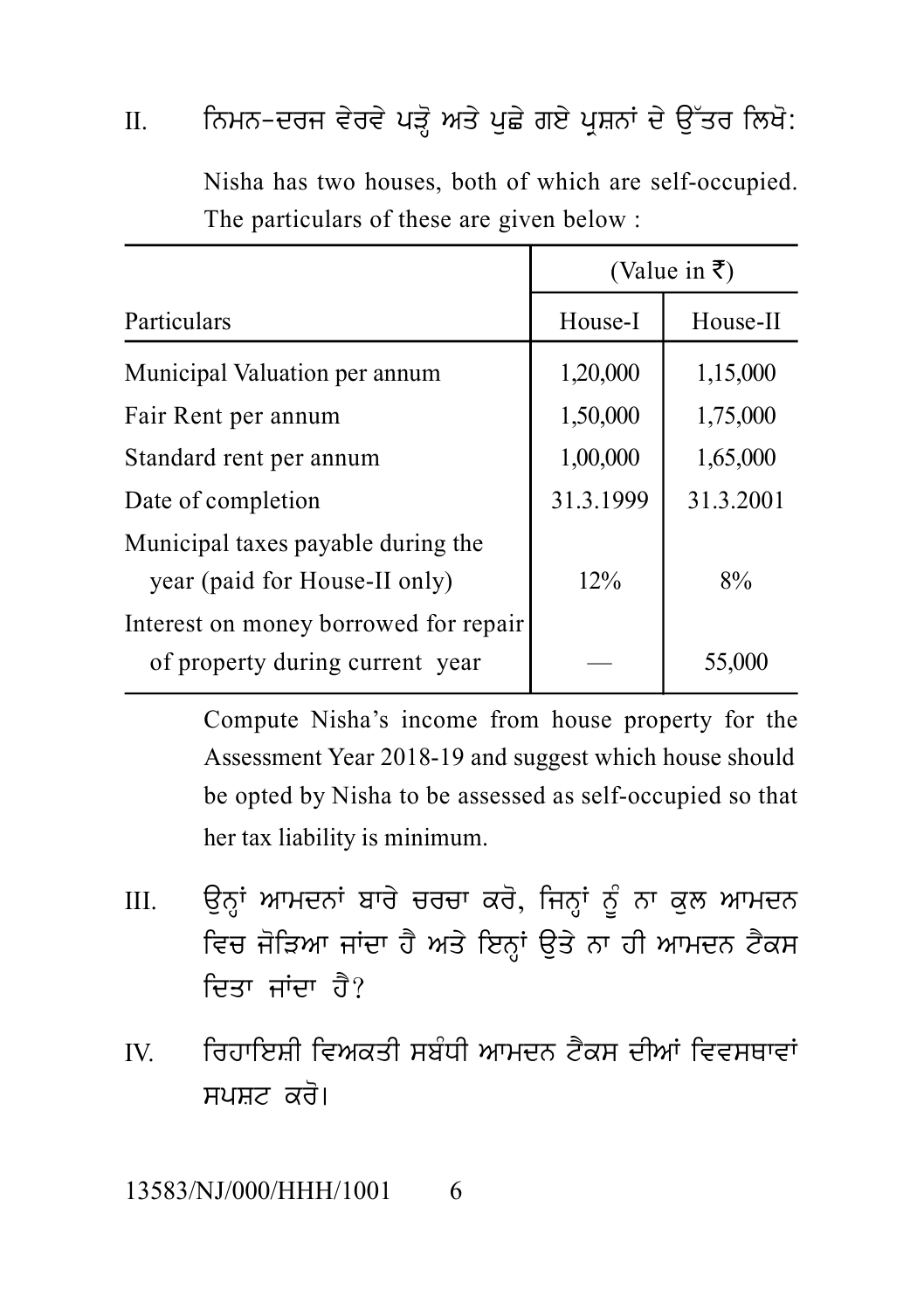II. ਨਿਮਨ-ਦਰਜ ਵੇਰਵੇ ਪੜ੍ਹੋ ਅਤੇ ਪੁਛੇ ਗਏ ਪ੍ਰਸ਼ਨਾਂ ਦੇ ਉੱਤਰ ਲਿਖੋ:

Nisha has two houses, both of which are self-occupied. The particulars of these are given below :

| | (Value in ₹) | |
|---|---|---|
| Particulars | House-I | House-II |
| Municipal Valuation per annum | 1,20,000 | 1,15,000 |
| Fair Rent per annum | 1,50,000 | 1,75,000 |
| Standard rent per annum | 1,00,000 | 1,65,000 |
| Date of completion | 31.3.1999 | 31.3.2001 |
| Municipal taxes payable during the year (paid for House-II only) | 12% | 8% |
| Interest on money borrowed for repair of property during current year | — | 55,000 |

Compute Nisha's income from house property for the Assessment Year 2018-19 and suggest which house should be opted by Nisha to be assessed as self-occupied so that her tax liability is minimum.

III. ਉਨ੍ਹਾਂ ਆਮਦਨਾਂ ਬਾਰੇ ਚਰਚਾ ਕਰੋ, ਜਿਨ੍ਹਾਂ ਨੂੰ ਨਾ ਕੁਲ ਆਮਦਨ ਵਿਚ ਜੋੜਿਆ ਜਾਂਦਾ ਹੈ ਅਤੇ ਇਨ੍ਹਾਂ ਉਤੇ ਨਾ ਹੀ ਆਮਦਨ ਟੈਕਸ ਦਿਤਾ ਜਾਂਦਾ ਹੈ?

IV. ਰਿਹਾਇਸ਼ੀ ਵਿਅਕਤੀ ਸਬੰਧੀ ਆਮਦਨ ਟੈਕਸ ਦੀਆਂ ਵਿਵਸਥਾਵਾਂ ਸਪਸ਼ਟ ਕਰੋ।

13583/NJ/000/HHH/1001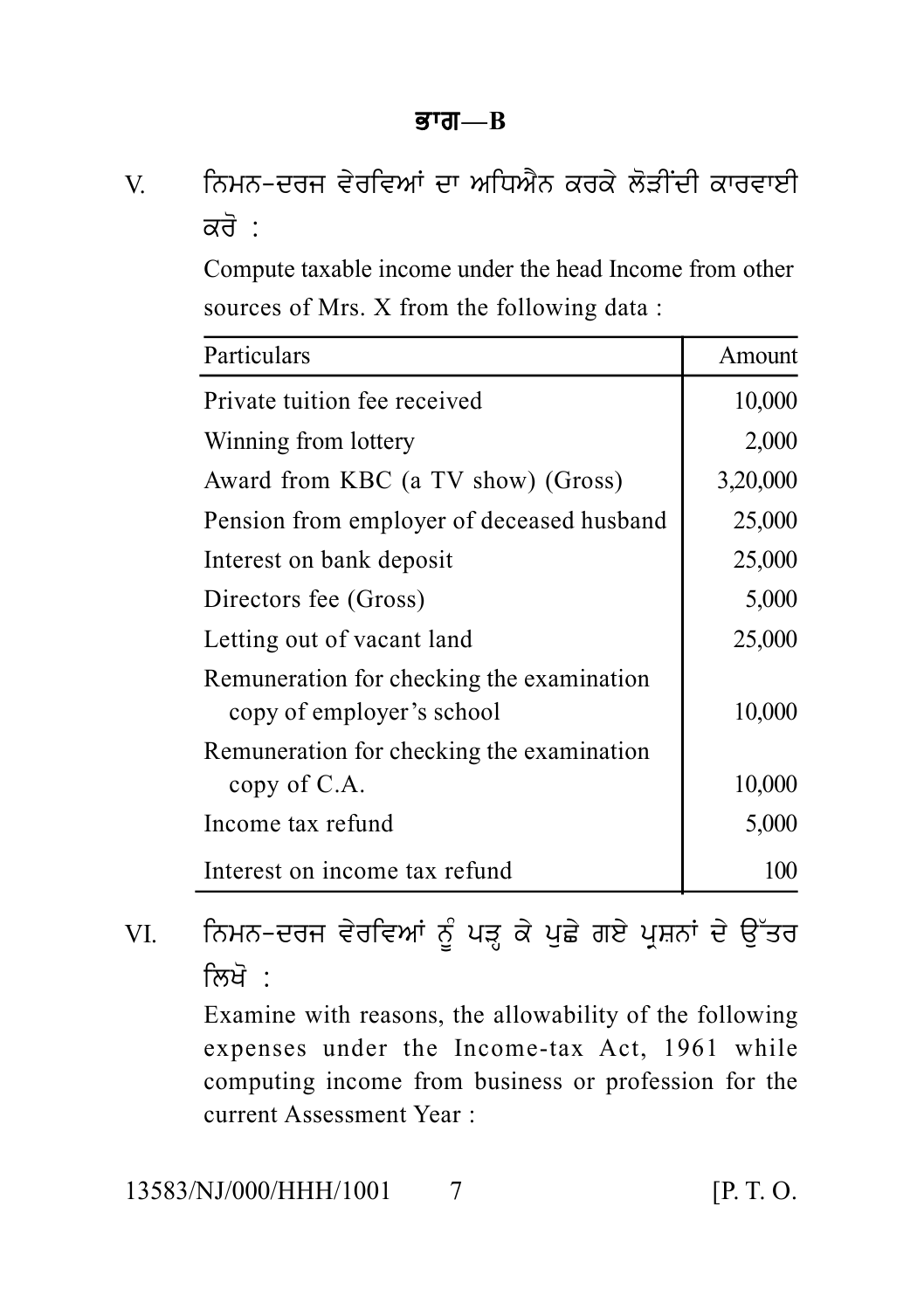## ਭਾਗ—B

V. ਨਿਮਨ-ਦਰਜ ਵੇਰਵਿਆਂ ਦਾ ਅਧਿਐਨ ਕਰਕੇ ਲੋੜੀਂਦੀ ਕਾਰਵਾਈ ਕਰੋ :

Compute taxable income under the head Income from other sources of Mrs. X from the following data :

| Particulars | Amount |
|---|---|
| Private tuition fee received | 10,000 |
| Winning from lottery | 2,000 |
| Award from KBC (a TV show) (Gross) | 3,20,000 |
| Pension from employer of deceased husband | 25,000 |
| Interest on bank deposit | 25,000 |
| Directors fee (Gross) | 5,000 |
| Letting out of vacant land | 25,000 |
| Remuneration for checking the examination copy of employer's school | 10,000 |
| Remuneration for checking the examination copy of C.A. | 10,000 |
| Income tax refund | 5,000 |
| Interest on income tax refund | 100 |

VI. ਨਿਮਨ-ਦਰਜ ਵੇਰਵਿਆਂ ਨੂੰ ਪੜ੍ਹ ਕੇ ਪੁਛੇ ਗਏ ਪ੍ਰਸ਼ਨਾਂ ਦੇ ਉੱਤਰ ਲਿਖੋ :

Examine with reasons, the allowability of the following expenses under the Income-tax Act, 1961 while computing income from business or profession for the current Assessment Year :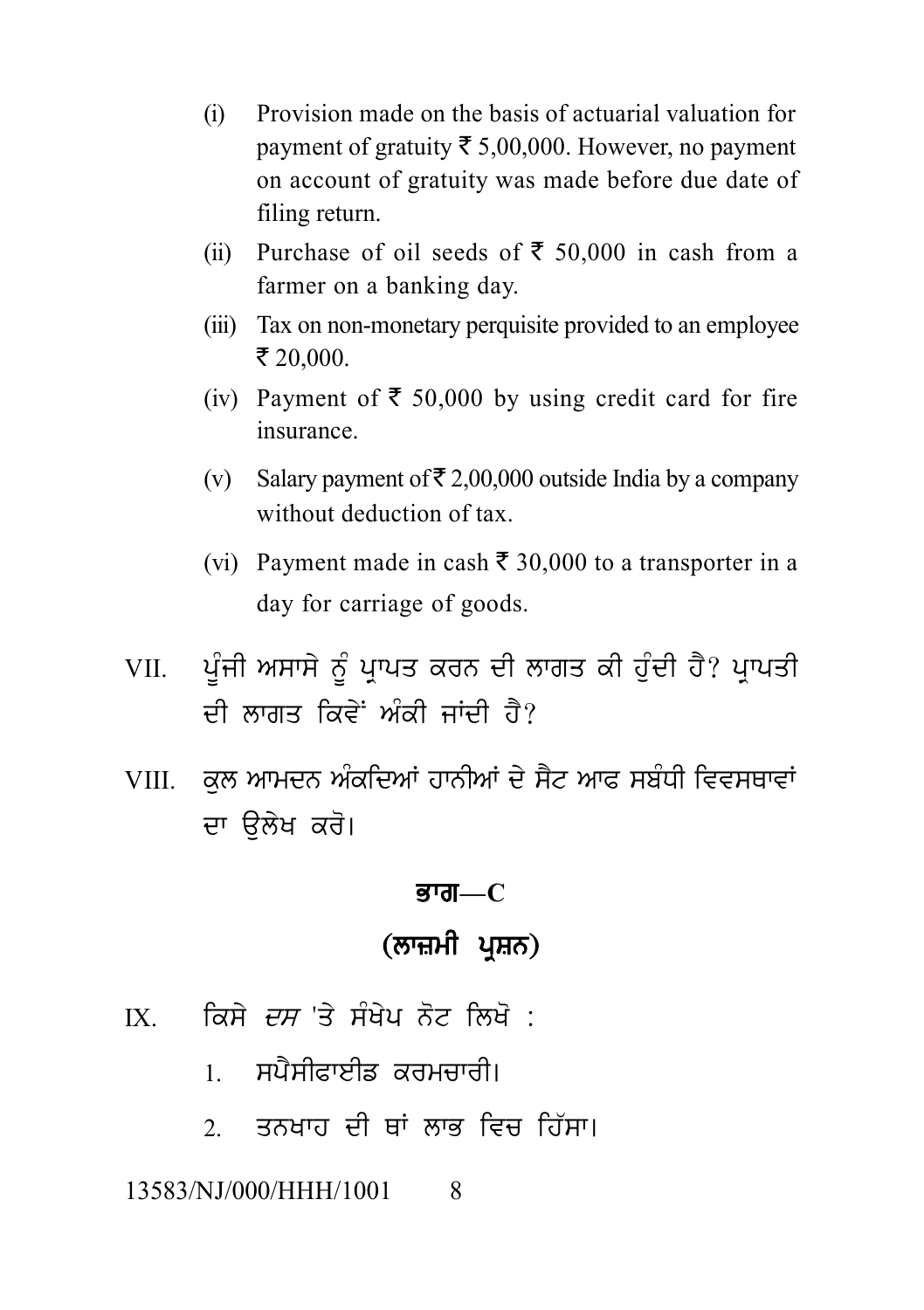(i) Provision made on the basis of actuarial valuation for payment of gratuity ₹ 5,00,000. However, no payment on account of gratuity was made before due date of filing return.

(ii) Purchase of oil seeds of ₹ 50,000 in cash from a farmer on a banking day.

(iii) Tax on non-monetary perquisite provided to an employee ₹ 20,000.

(iv) Payment of ₹ 50,000 by using credit card for fire insurance.

(v) Salary payment of ₹ 2,00,000 outside India by a company without deduction of tax.

(vi) Payment made in cash ₹ 30,000 to a transporter in a day for carriage of goods.

VII. ਪੂੰਜੀ ਅਸਾਸੇ ਨੂੰ ਪ੍ਰਾਪਤ ਕਰਨ ਦੀ ਲਾਗਤ ਕੀ ਹੁੰਦੀ ਹੈ? ਪ੍ਰਾਪਤੀ ਦੀ ਲਾਗਤ ਕਿਵੇਂ ਅੰਕੀ ਜਾਂਦੀ ਹੈ?

VIII. ਕੁਲ ਆਮਦਨ ਅੰਕਦਿਆਂ ਹਾਨੀਆਂ ਦੇ ਸੈਟ ਆਫ ਸਬੰਧੀ ਵਿਵਸਥਾਵਾਂ ਦਾ ਉਲੇਖ ਕਰੋ।

## ਭਾਗ—C

## (ਲਾਜ਼ਮੀ ਪ੍ਰਸ਼ਨ)

IX. ਕਿਸੇ *ਦਸ* 'ਤੇ ਸੰਖੇਪ ਨੋਟ ਲਿਖੋ :

1. ਸਪੈਸੀਫਾਈਡ ਕਰਮਚਾਰੀ।
2. ਤਨਖਾਹ ਦੀ ਥਾਂ ਲਾਭ ਵਿਚ ਹਿੱਸਾ।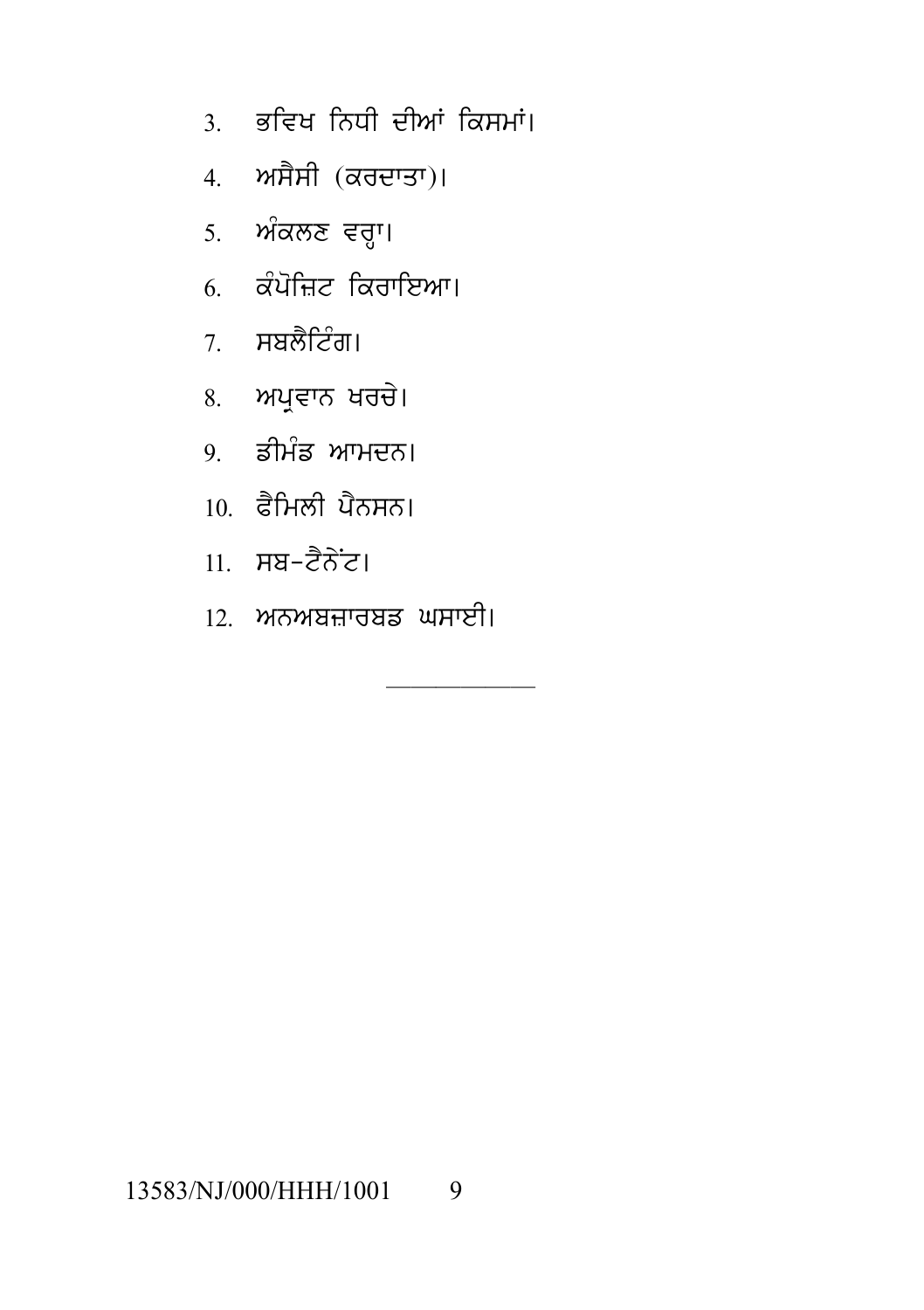3. ਭਵਿਖ ਨਿਧੀ ਦੀਆਂ ਕਿਸਮਾਂ।
4. ਅਸੈਸੀ (ਕਰਦਾਤਾ)।
5. ਅੰਕਲਣ ਵਰ੍ਹਾ।
6. ਕੰਪੋਜ਼ਿਟ ਕਿਰਾਇਆ।
7. ਸਬਲੈਟਿੰਗ।
8. ਅਪ੍ਰਵਾਨ ਖਰਚੇ।
9. ਡੀਮੰਡ ਆਮਦਨ।
10. ਫੈਮਿਲੀ ਪੈਨਸ਼ਨ।
11. ਸਬ-ਟੈਨੇਂਟ।
12. ਅਨਅਬਜ਼ਾਰਬਡ ਘਸਾਈ।

---

13583/NJ/000/HHH/1001